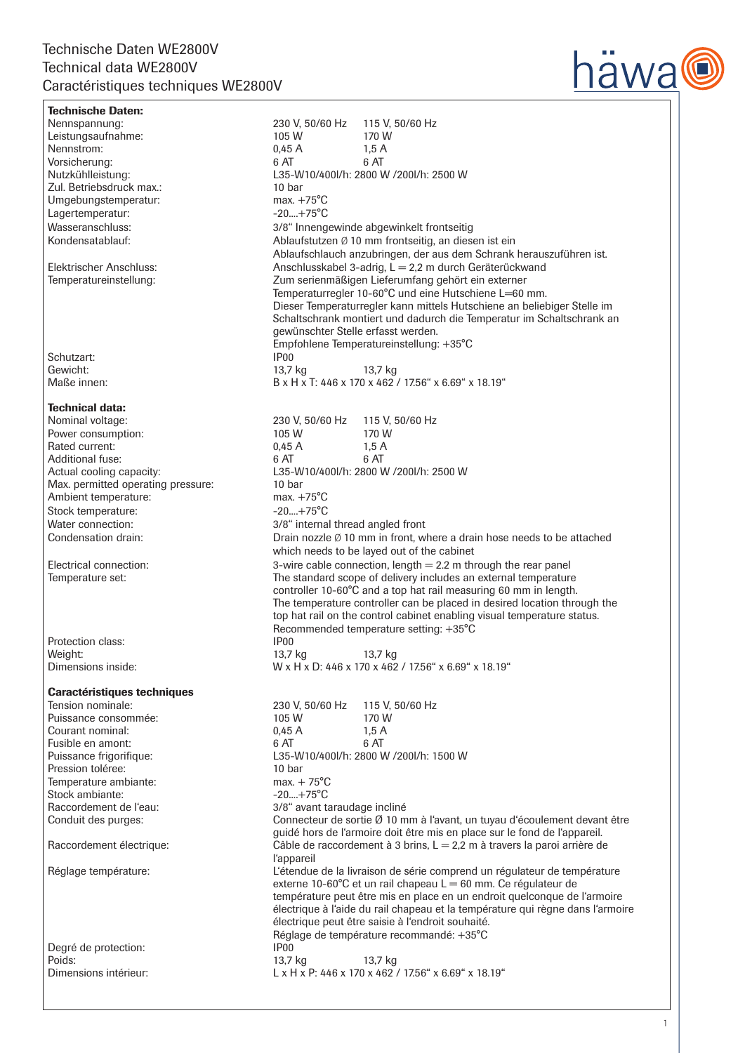# Technische Daten WE2800V
# Technical data WE2800V
# Caractéristiques techniques WE2800V

häwa

**Technische Daten:**

| | | |
|---|---|---|
| Nennspannung: | 230 V, 50/60 Hz | 115 V, 50/60 Hz |
| Leistungsaufnahme: | 105 W | 170 W |
| Nennstrom: | 0,45 A | 1,5 A |
| Vorsicherung: | 6 AT | 6 AT |
| Nutzkühlleistung: | L35-W10/400l/h: 2800 W /200l/h: 2500 W | |
| Zul. Betriebsdruck max.: | 10 bar | |
| Umgebungstemperatur: | max. +75°C | |
| Lagertemperatur: | -20....+75°C | |
| Wasseranschluss: | 3/8" Innengewinde abgewinkelt frontseitig | |
| Kondensatablauf: | Ablaufstutzen Ø 10 mm frontseitig, an diesen ist ein Ablaufschlauch anzubringen, der aus dem Schrank herauszuführen ist. | |
| Elektrischer Anschluss: | Anschlusskabel 3-adrig, L = 2,2 m durch Geräterückwand | |
| Temperatureinstellung: | Zum serienmäßigen Lieferumfang gehört ein externer Temperaturregler 10-60°C und eine Hutschiene L=60 mm. Dieser Temperaturregler kann mittels Hutschiene an beliebiger Stelle im Schaltschrank montiert und dadurch die Temperatur im Schaltschrank an gewünschter Stelle erfasst werden. Empfohlene Temperatureinstellung: +35°C | |
| Schutzart: | IP00 | |
| Gewicht: | 13,7 kg | 13,7 kg |
| Maße innen: | B x H x T: 446 x 170 x 462 / 17.56" x 6.69" x 18.19" | |

**Technical data:**

| | | |
|---|---|---|
| Nominal voltage: | 230 V, 50/60 Hz | 115 V, 50/60 Hz |
| Power consumption: | 105 W | 170 W |
| Rated current: | 0,45 A | 1,5 A |
| Additional fuse: | 6 AT | 6 AT |
| Actual cooling capacity: | L35-W10/400l/h: 2800 W /200l/h: 2500 W | |
| Max. permitted operating pressure: | 10 bar | |
| Ambient temperature: | max. +75°C | |
| Stock temperature: | -20....+75°C | |
| Water connection: | 3/8" internal thread angled front | |
| Condensation drain: | Drain nozzle Ø 10 mm in front, where a drain hose needs to be attached which needs to be layed out of the cabinet | |
| Electrical connection: | 3-wire cable connection, length = 2.2 m through the rear panel | |
| Temperature set: | The standard scope of delivery includes an external temperature controller 10-60°C and a top hat rail measuring 60 mm in length. The temperature controller can be placed in desired location through the top hat rail on the control cabinet enabling visual temperature status. Recommended temperature setting: +35°C | |
| Protection class: | IP00 | |
| Weight: | 13,7 kg | 13,7 kg |
| Dimensions inside: | W x H x D: 446 x 170 x 462 / 17.56" x 6.69" x 18.19" | |

**Caractéristiques techniques**

| | | |
|---|---|---|
| Tension nominale: | 230 V, 50/60 Hz | 115 V, 50/60 Hz |
| Puissance consommée: | 105 W | 170 W |
| Courant nominal: | 0,45 A | 1,5 A |
| Fusible en amont: | 6 AT | 6 AT |
| Puissance frigorifique: | L35-W10/400l/h: 2800 W /200l/h: 1500 W | |
| Pression tolérée: | 10 bar | |
| Temperature ambiante: | max. + 75°C | |
| Stock ambiante: | -20....+75°C | |
| Raccordement de l'eau: | 3/8" avant taraudage incliné | |
| Conduit des purges: | Connecteur de sortie Ø 10 mm à l'avant, un tuyau d'écoulement devant être guidé hors de l'armoire doit être mis en place sur le fond de l'appareil. | |
| Raccordement électrique: | Câble de raccordement à 3 brins, L = 2,2 m à travers la paroi arrière de l'appareil | |
| Réglage température: | L'étendue de la livraison de série comprend un régulateur de température externe 10-60°C et un rail chapeau L = 60 mm. Ce régulateur de température peut être mis en place en un endroit quelconque de l'armoire électrique à l'aide du rail chapeau et la température qui règne dans l'armoire électrique peut être saisie à l'endroit souhaité. Réglage de température recommandé: +35°C | |
| Degré de protection: | IP00 | |
| Poids: | 13,7 kg | 13,7 kg |
| Dimensions intérieur: | L x H x P: 446 x 170 x 462 / 17.56" x 6.69" x 18.19" | |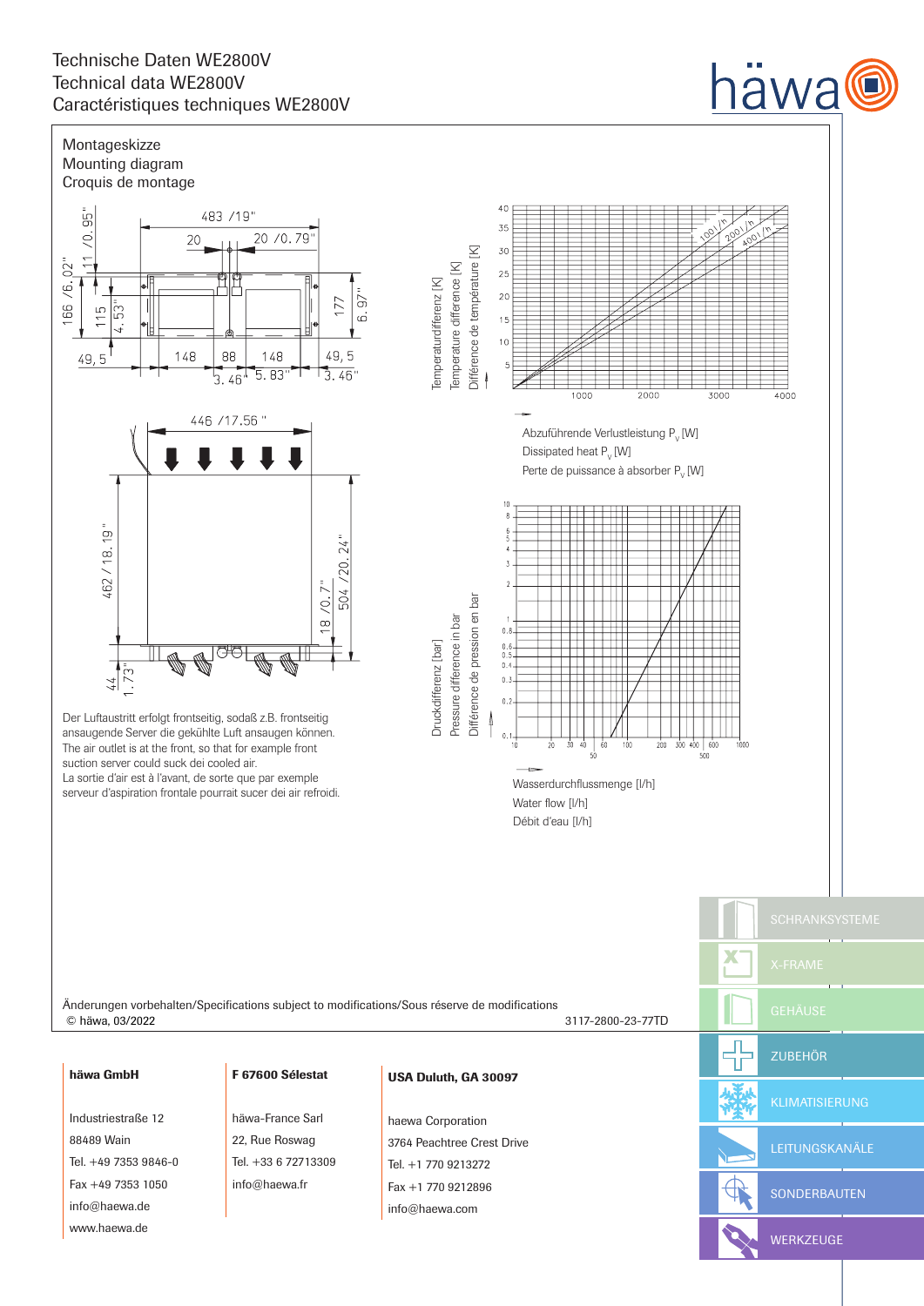# Technische Daten WE2800V
# Technical data WE2800V
# Caractéristiques techniques WE2800V

häwa

## Montageskizze
## Mounting diagram
## Croquis de montage

483 /19"
20
20 /0.79"
11 /0.95"
166 /6.02"
115
4.53"
177
6.97"
49,5
148
88
148
49,5
3.46"
5.83"
3.46"

446 /17.56"
462 / 18.19"
504 /20.24"
18 /0.7"
44
1.73"

Der Luftaustritt erfolgt frontseitig, sodaß z.B. frontseitig ansaugende Server die gekühlte Luft ansaugen können.
The air outlet is at the front, so that for example front suction server could suck dei cooled air.
La sortie d'air est à l'avant, de sorte que par exemple serveur d'aspiration frontale pourrait sucer dei air refroidi.

Temperaturdifferenz [K]
Temperature difference [K]
Différence de température [K]

40
35
30
25
20
15
10
5
1000
2000
3000
4000
100 l/h
200 l/h
400 l/h

Abzuführende Verlustleistung $P_V$ [W]
Dissipated heat $P_V$ [W]
Perte de puissance à absorber $P_V$ [W]

Druckdifferenz [bar]
Pressure difference in bar
Différence de pression en bar

10
8
6
5
4
3
2
1
0.8
0.6
0.5
0.4
0.3
0.2
0.1
10
20
30
40
50
60
100
200
300
400
500
600
1000

Wasserdurchflussmenge [l/h]
Water flow [l/h]
Débit d'eau [l/h]

Änderungen vorbehalten/Specifications subject to modifications/Sous réserve de modifications
© häwa, 03/2022
3117-2800-23-77TD

**häwa GmbH**

Industriestraße 12
88489 Wain
Tel. +49 7353 9846-0
Fax +49 7353 1050
info@haewa.de
www.haewa.de

**F 67600 Sélestat**

häwa-France Sarl
22, Rue Roswag
Tel. +33 6 72713309
info@haewa.fr

**USA Duluth, GA 30097**

haewa Corporation
3764 Peachtree Crest Drive
Tel. +1 770 9213272
Fax +1 770 9212896
info@haewa.com

SCHRANKSYSTEME
X-FRAME
GEHÄUSE
ZUBEHÖR
KLIMATISIERUNG
LEITUNGSKANÄLE
SONDERBAUTEN
WERKZEUGE